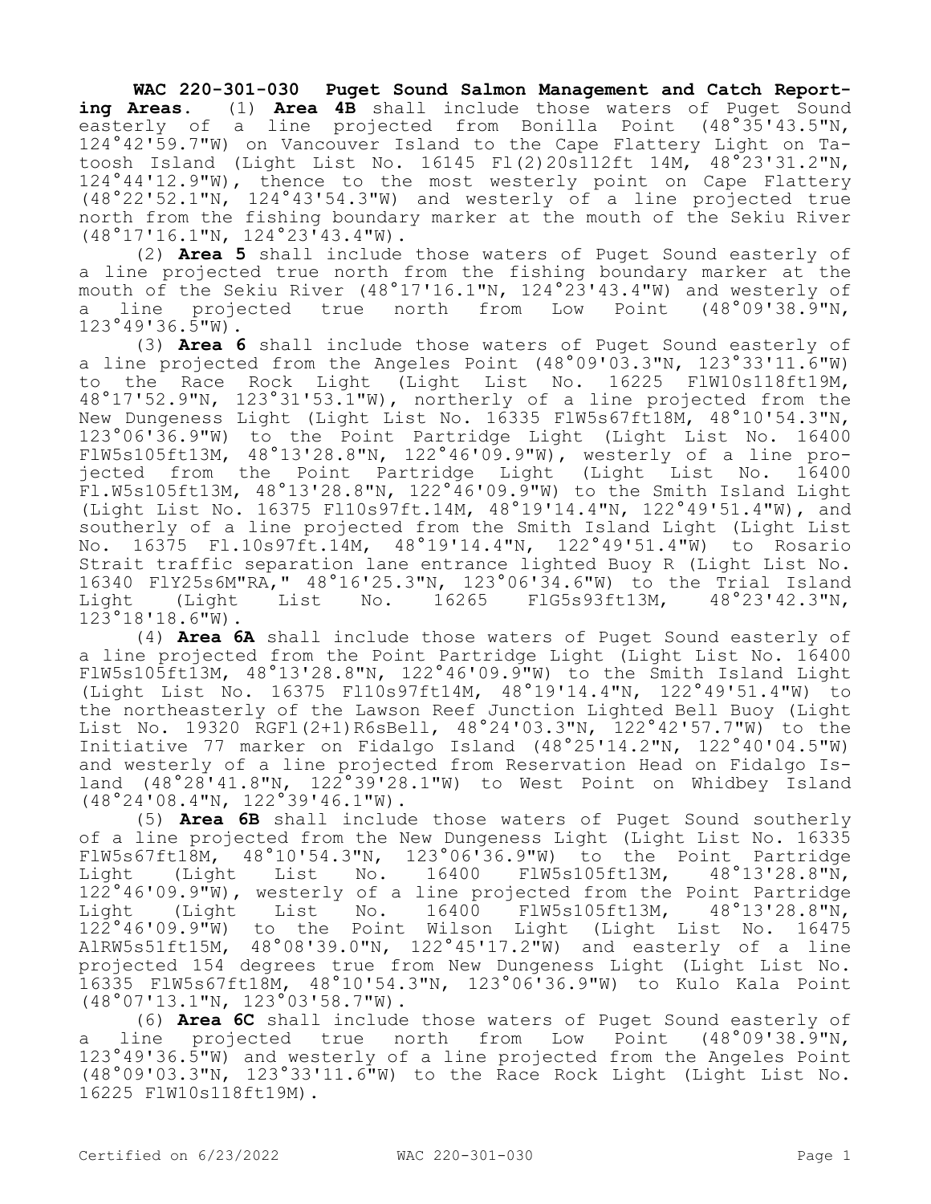**WAC 220-301-030 Puget Sound Salmon Management and Catch Reporting Areas.** (1) **Area 4B** shall include those waters of Puget Sound easterly of a line projected from Bonilla Point (48°35'43.5"N, 124°42'59.7"W) on Vancouver Island to the Cape Flattery Light on Tatoosh Island (Light List No. 16145 Fl(2)20s112ft 14M, 48°23'31.2"N, 124°44'12.9"W), thence to the most westerly point on Cape Flattery (48°22'52.1"N, 124°43'54.3"W) and westerly of a line projected true north from the fishing boundary marker at the mouth of the Sekiu River (48°17'16.1"N, 124°23'43.4"W).

(2) **Area 5** shall include those waters of Puget Sound easterly of a line projected true north from the fishing boundary marker at the mouth of the Sekiu River (48°17'16.1"N, 124°23'43.4"W) and westerly of a line projected true north from Low Point (48°09'38.9"N, 123°49'36.5"W).

(3) **Area 6** shall include those waters of Puget Sound easterly of a line projected from the Angeles Point (48°09'03.3"N, 123°33'11.6"W) to the Race Rock Light (Light List No. 16225 FlW10s118ft19M, 48°17'52.9"N, 123°31'53.1"W), northerly of a line projected from the New Dungeness Light (Light List No. 16335 FlW5s67ft18M, 48°10'54.3"N, 123°06'36.9"W) to the Point Partridge Light (Light List No. 16400 FlW5s105ft13M, 48°13'28.8"N, 122°46'09.9"W), westerly of a line projected from the Point Partridge Light (Light List No. 16400 Fl.W5s105ft13M, 48°13'28.8"N, 122°46'09.9"W) to the Smith Island Light (Light List No. 16375 Fl10s97ft.14M, 48°19'14.4"N, 122°49'51.4"W), and southerly of a line projected from the Smith Island Light (Light List No. 16375 Fl.10s97ft.14M, 48°19'14.4"N, 122°49'51.4"W) to Rosario Strait traffic separation lane entrance lighted Buoy R (Light List No. 16340 FlY25s6M"RA," 48°16'25.3"N, 123°06'34.6"W) to the Trial Island Light (Light List No. 16265 FlG5s93ft13M, 48°23'42.3"N, 123°18'18.6"W).

(4) **Area 6A** shall include those waters of Puget Sound easterly of a line projected from the Point Partridge Light (Light List No. 16400 FlW5s105ft13M, 48°13'28.8"N, 122°46'09.9"W) to the Smith Island Light (Light List No. 16375 Fl10s97ft14M, 48°19'14.4"N, 122°49'51.4"W) to the northeasterly of the Lawson Reef Junction Lighted Bell Buoy (Light List No. 19320 RGFl(2+1)R6sBell, 48°24'03.3"N, 122°42'57.7"W) to the Initiative 77 marker on Fidalgo Island (48°25'14.2"N, 122°40'04.5"W) and westerly of a line projected from Reservation Head on Fidalgo Island (48°28'41.8"N, 122°39'28.1"W) to West Point on Whidbey Island (48°24'08.4"N, 122°39'46.1"W).

(5) **Area 6B** shall include those waters of Puget Sound southerly of a line projected from the New Dungeness Light (Light List No. 16335 FlW5s67ft18M, 48°10'54.3"N, 123°06'36.9"W) to the Point Partridge Light (Light List No. 16400 FlW5s105ft13M, 48°13'28.8"N, 122°46'09.9"W), westerly of a line projected from the Point Partridge Light (Light List No. 16400 FlW5s105ft13M, 48°13'28.8"N, 122°46'09.9"W) to the Point Wilson Light (Light List No. 16475 AlRW5s51ft15M, 48°08'39.0"N, 122°45'17.2"W) and easterly of a line projected 154 degrees true from New Dungeness Light (Light List No. 16335 FlW5s67ft18M, 48°10'54.3"N, 123°06'36.9"W) to Kulo Kala Point (48°07'13.1"N, 123°03'58.7"W).

(6) **Area 6C** shall include those waters of Puget Sound easterly of a line projected true north from Low Point (48°09'38.9"N, 123°49'36.5"W) and westerly of a line projected from the Angeles Point (48°09'03.3"N, 123°33'11.6"W) to the Race Rock Light (Light List No. 16225 FlW10s118ft19M).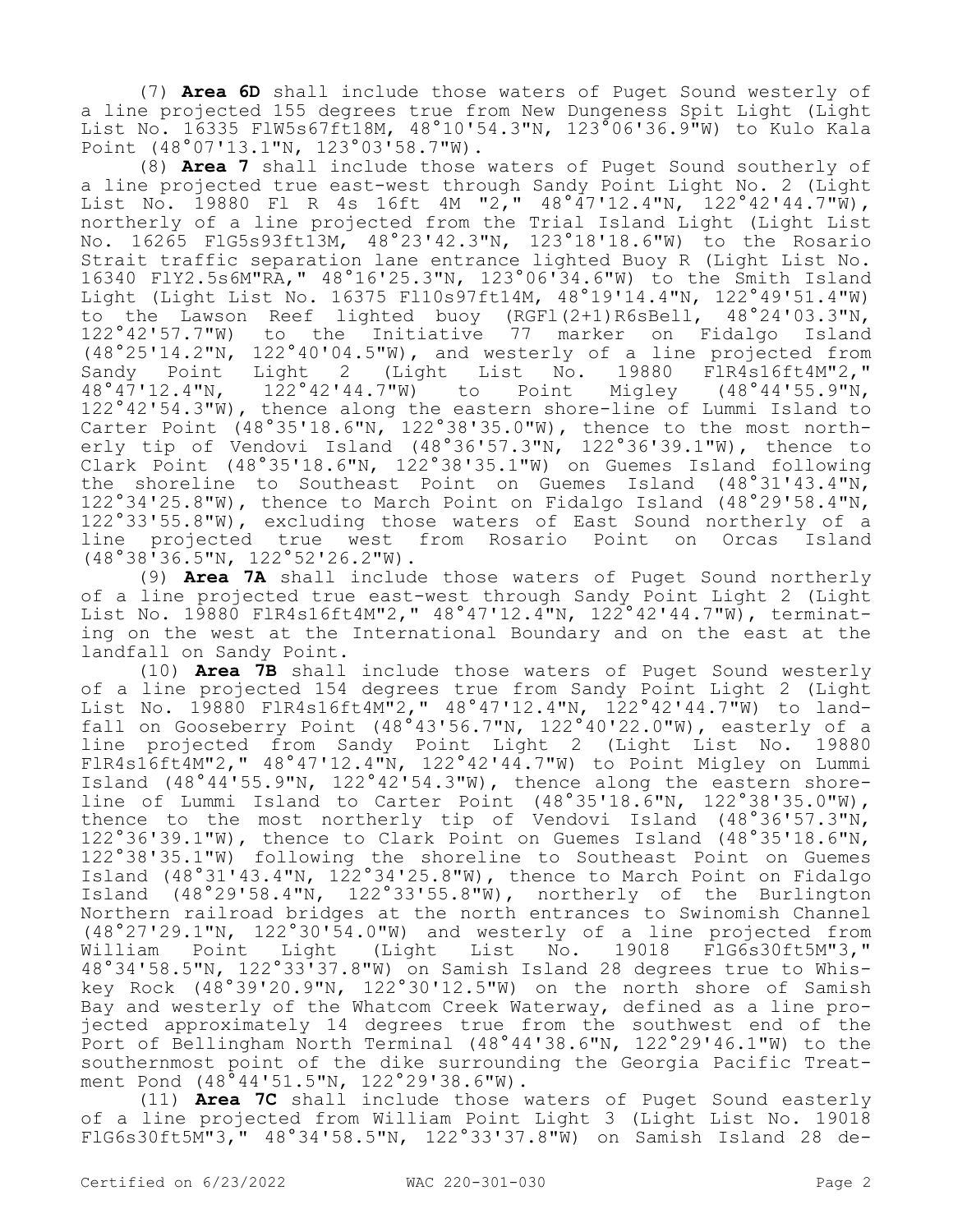(7) **Area 6D** shall include those waters of Puget Sound westerly of a line projected 155 degrees true from New Dungeness Spit Light (Light List No. 16335 FlW5s67ft18M, 48°10'54.3"N, 123°06'36.9"W) to Kulo Kala Point (48°07'13.1"N, 123°03'58.7"W).

(8) **Area 7** shall include those waters of Puget Sound southerly of a line projected true east-west through Sandy Point Light No. 2 (Light List No. 19880 Fl R 4s 16ft 4M "2," 48°47'12.4"N, 122°42'44.7"W), northerly of a line projected from the Trial Island Light (Light List No. 16265 FlG5s93ft13M, 48°23'42.3"N, 123°18'18.6"W) to the Rosario Strait traffic separation lane entrance lighted Buoy R (Light List No. 16340 FlY2.5s6M"RA," 48°16'25.3"N, 123°06'34.6"W) to the Smith Island Light (Light List No. 16375 Fl10s97ft14M, 48°19'14.4"N, 122°49'51.4"W) to the Lawson Reef lighted buoy (RGFl(2+1)R6sBell, 48°24'03.3"N, 122°42'57.7"W) to the Initiative 77 marker on Fidalgo Island (48°25'14.2"N, 122°40'04.5"W), and westerly of a line projected from Sandy Point Light 2 (Light List No. 19880 FlR4s16ft4M"2," 48°47'12.4"N, 122°42'44.7"W) to Point Migley (48°44'55.9"N, 122°42'54.3"W), thence along the eastern shore-line of Lummi Island to Carter Point (48°35'18.6"N, 122°38'35.0"W), thence to the most northerly tip of Vendovi Island (48°36'57.3"N, 122°36'39.1"W), thence to Clark Point (48°35'18.6"N, 122°38'35.1"W) on Guemes Island following the shoreline to Southeast Point on Guemes Island (48°31'43.4"N, 122°34'25.8"W), thence to March Point on Fidalgo Island (48°29'58.4"N, 122°33'55.8"W), excluding those waters of East Sound northerly of a line projected true west from Rosario Point on Orcas Island (48°38'36.5"N, 122°52'26.2"W).

(9) **Area 7A** shall include those waters of Puget Sound northerly of a line projected true east-west through Sandy Point Light 2 (Light List No. 19880 FlR4s16ft4M"2," 48°47'12.4"N, 122°42'44.7"W), terminating on the west at the International Boundary and on the east at the landfall on Sandy Point.

(10) **Area 7B** shall include those waters of Puget Sound westerly of a line projected 154 degrees true from Sandy Point Light 2 (Light List No. 19880 FlR4s16ft4M"2," 48°47'12.4"N, 122°42'44.7"W) to landfall on Gooseberry Point (48°43'56.7"N, 122°40'22.0"W), easterly of a line projected from Sandy Point Light 2 (Light List No. 19880 FlR4s16ft4M"2," 48°47'12.4"N, 122°42'44.7"W) to Point Migley on Lummi Island (48°44'55.9"N, 122°42'54.3"W), thence along the eastern shoreline of Lummi Island to Carter Point (48°35'18.6"N, 122°38'35.0"W), thence to the most northerly tip of Vendovi Island (48°36'57.3"N, 122°36'39.1"W), thence to Clark Point on Guemes Island (48°35'18.6"N, 122°38'35.1"W) following the shoreline to Southeast Point on Guemes Island (48°31'43.4"N, 122°34'25.8"W), thence to March Point on Fidalgo Island (48°29'58.4"N, 122°33'55.8"W), northerly of the Burlington Northern railroad bridges at the north entrances to Swinomish Channel (48°27'29.1"N, 122°30'54.0"W) and westerly of a line projected from William Point Light (Light List No. 19018 FlG6s30ft5M"3," 48°34'58.5"N, 122°33'37.8"W) on Samish Island 28 degrees true to Whiskey Rock (48°39'20.9"N, 122°30'12.5"W) on the north shore of Samish Bay and westerly of the Whatcom Creek Waterway, defined as a line projected approximately 14 degrees true from the southwest end of the Port of Bellingham North Terminal (48°44'38.6"N, 122°29'46.1"W) to the southernmost point of the dike surrounding the Georgia Pacific Treatment Pond (48°44'51.5"N, 122°29'38.6"W).

(11) **Area 7C** shall include those waters of Puget Sound easterly of a line projected from William Point Light 3 (Light List No. 19018 FlG6s30ft5M"3," 48°34'58.5"N, 122°33'37.8"W) on Samish Island 28 de-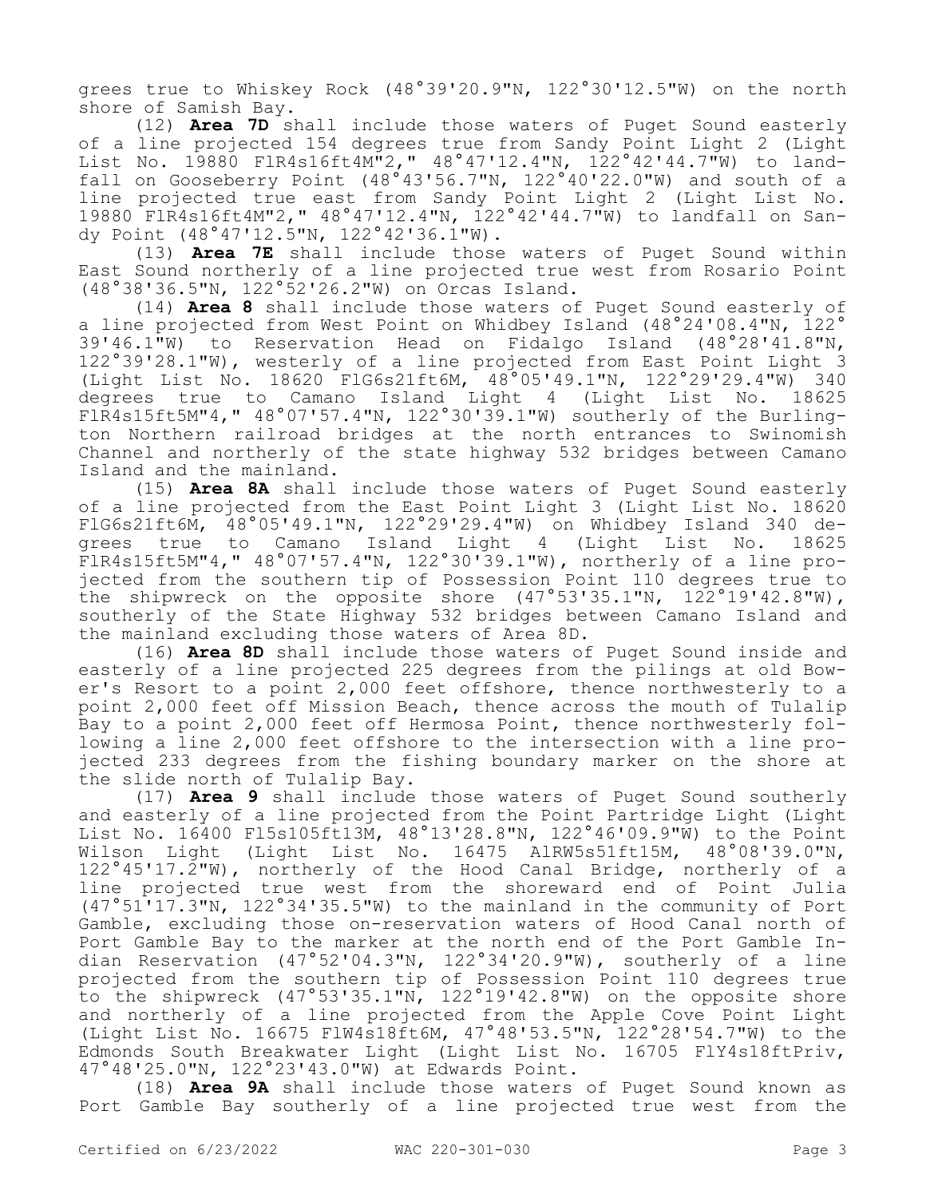grees true to Whiskey Rock (48°39'20.9"N, 122°30'12.5"W) on the north shore of Samish Bay.

(12) **Area 7D** shall include those waters of Puget Sound easterly of a line projected 154 degrees true from Sandy Point Light 2 (Light List No. 19880 FlR4s16ft4M"2," 48°47'12.4"N, 122°42'44.7"W) to landfall on Gooseberry Point (48°43'56.7"N, 122°40'22.0"W) and south of a line projected true east from Sandy Point Light 2 (Light List No. 19880 FlR4s16ft4M"2," 48°47'12.4"N, 122°42'44.7"W) to landfall on Sandy Point (48°47'12.5"N, 122°42'36.1"W).

(13) **Area 7E** shall include those waters of Puget Sound within East Sound northerly of a line projected true west from Rosario Point (48°38'36.5"N, 122°52'26.2"W) on Orcas Island.

(14) **Area 8** shall include those waters of Puget Sound easterly of a line projected from West Point on Whidbey Island (48°24'08.4"N, 122° 39'46.1"W) to Reservation Head on Fidalgo Island (48°28'41.8"N, 122°39'28.1"W), westerly of a line projected from East Point Light 3 (Light List No. 18620 FlG6s21ft6M, 48°05'49.1"N, 122°29'29.4"W) 340 degrees true to Camano Island Light 4 (Light List No. 18625 FlR4s15ft5M"4," 48°07'57.4"N, 122°30'39.1"W) southerly of the Burlington Northern railroad bridges at the north entrances to Swinomish Channel and northerly of the state highway 532 bridges between Camano Island and the mainland.

(15) **Area 8A** shall include those waters of Puget Sound easterly of a line projected from the East Point Light 3 (Light List No. 18620 FlG6s21ft6M, 48°05'49.1"N, 122°29'29.4"W) on Whidbey Island 340 degrees true to Camano Island Light 4 (Light List No. 18625 FlR4s15ft5M"4," 48°07'57.4"N, 122°30'39.1"W), northerly of a line projected from the southern tip of Possession Point 110 degrees true to the shipwreck on the opposite shore (47°53'35.1"N, 122°19'42.8"W), southerly of the State Highway 532 bridges between Camano Island and the mainland excluding those waters of Area 8D.

(16) **Area 8D** shall include those waters of Puget Sound inside and easterly of a line projected 225 degrees from the pilings at old Bower's Resort to a point 2,000 feet offshore, thence northwesterly to a point 2,000 feet off Mission Beach, thence across the mouth of Tulalip Bay to a point 2,000 feet off Hermosa Point, thence northwesterly following a line 2,000 feet offshore to the intersection with a line projected 233 degrees from the fishing boundary marker on the shore at the slide north of Tulalip Bay.

(17) **Area 9** shall include those waters of Puget Sound southerly and easterly of a line projected from the Point Partridge Light (Light List No. 16400 Fl5s105ft13M, 48°13'28.8"N, 122°46'09.9"W) to the Point Wilson Light (Light List No. 16475 AlRW5s51ft15M, 48°08'39.0"N, 122°45'17.2"W), northerly of the Hood Canal Bridge, northerly of a line projected true west from the shoreward end of Point Julia (47°51'17.3"N, 122°34'35.5"W) to the mainland in the community of Port Gamble, excluding those on-reservation waters of Hood Canal north of Port Gamble Bay to the marker at the north end of the Port Gamble Indian Reservation (47°52'04.3"N, 122°34'20.9"W), southerly of a line projected from the southern tip of Possession Point 110 degrees true to the shipwreck (47°53'35.1"N, 122°19'42.8"W) on the opposite shore and northerly of a line projected from the Apple Cove Point Light (Light List No. 16675 FlW4s18ft6M, 47°48'53.5"N, 122°28'54.7"W) to the Edmonds South Breakwater Light (Light List No. 16705 FlY4s18ftPriv, 47°48'25.0"N, 122°23'43.0"W) at Edwards Point.

(18) **Area 9A** shall include those waters of Puget Sound known as Port Gamble Bay southerly of a line projected true west from the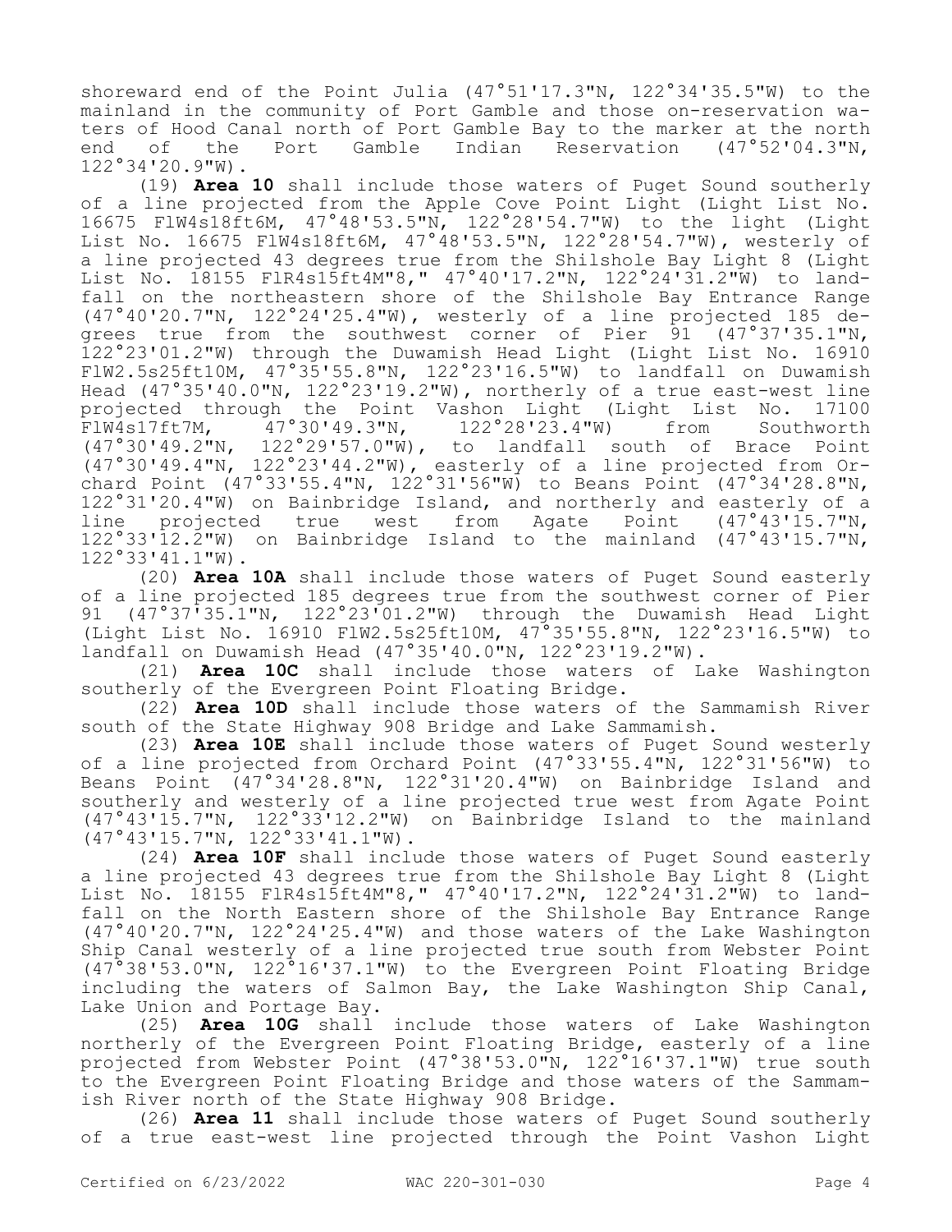shoreward end of the Point Julia (47°51'17.3"N, 122°34'35.5"W) to the mainland in the community of Port Gamble and those on-reservation waters of Hood Canal north of Port Gamble Bay to the marker at the north end of the Port Gamble Indian Reservation (47°52'04.3"N, 122°34'20.9"W).

(19) **Area 10** shall include those waters of Puget Sound southerly of a line projected from the Apple Cove Point Light (Light List No. 16675 FlW4s18ft6M, 47°48'53.5"N, 122°28'54.7"W) to the light (Light List No. 16675 FlW4s18ft6M, 47°48'53.5"N, 122°28'54.7"W), westerly of a line projected 43 degrees true from the Shilshole Bay Light 8 (Light List No. 18155 FlR4s15ft4M"8," 47°40'17.2"N, 122°24'31.2"W) to landfall on the northeastern shore of the Shilshole Bay Entrance Range (47°40'20.7"N, 122°24'25.4"W), westerly of a line projected 185 degrees true from the southwest corner of Pier 91 (47°37'35.1"N, 122°23'01.2"W) through the Duwamish Head Light (Light List No. 16910 FlW2.5s25ft10M, 47°35'55.8"N, 122°23'16.5"W) to landfall on Duwamish Head (47°35'40.0"N, 122°23'19.2"W), northerly of a true east-west line projected through the Point Vashon Light (Light List No. 17100 FlW4s17ft7M, 47°30'49.3"N, 122°28'23.4"W) from Southworth (47°30'49.2"N, 122°29'57.0"W), to landfall south of Brace Point (47°30'49.4"N, 122°23'44.2"W), easterly of a line projected from Orchard Point (47°33'55.4"N, 122°31'56"W) to Beans Point (47°34'28.8"N, 122°31'20.4"W) on Bainbridge Island, and northerly and easterly of a line projected true west from Agate Point (47°43'15.7"N, 122°33'12.2"W) on Bainbridge Island to the mainland (47°43'15.7"N, 122°33'41.1"W).

(20) **Area 10A** shall include those waters of Puget Sound easterly of a line projected 185 degrees true from the southwest corner of Pier 91 (47°37'35.1"N, 122°23'01.2"W) through the Duwamish Head Light (Light List No. 16910 FlW2.5s25ft10M, 47°35'55.8"N, 122°23'16.5"W) to landfall on Duwamish Head (47°35'40.0"N, 122°23'19.2"W).

(21) **Area 10C** shall include those waters of Lake Washington southerly of the Evergreen Point Floating Bridge.

(22) **Area 10D** shall include those waters of the Sammamish River south of the State Highway 908 Bridge and Lake Sammamish.

(23) **Area 10E** shall include those waters of Puget Sound westerly of a line projected from Orchard Point (47°33'55.4"N, 122°31'56"W) to Beans Point (47°34'28.8"N, 122°31'20.4"W) on Bainbridge Island and southerly and westerly of a line projected true west from Agate Point (47°43'15.7"N, 122°33'12.2"W) on Bainbridge Island to the mainland (47°43'15.7"N, 122°33'41.1"W).

(24) **Area 10F** shall include those waters of Puget Sound easterly a line projected 43 degrees true from the Shilshole Bay Light 8 (Light List No. 18155 FlR4s15ft4M"8," 47°40'17.2"N, 122°24'31.2"W) to landfall on the North Eastern shore of the Shilshole Bay Entrance Range (47°40'20.7"N, 122°24'25.4"W) and those waters of the Lake Washington Ship Canal westerly of a line projected true south from Webster Point (47°38'53.0"N, 122°16'37.1"W) to the Evergreen Point Floating Bridge including the waters of Salmon Bay, the Lake Washington Ship Canal, Lake Union and Portage Bay.

(25) **Area 10G** shall include those waters of Lake Washington northerly of the Evergreen Point Floating Bridge, easterly of a line projected from Webster Point (47°38'53.0"N, 122°16'37.1"W) true south to the Evergreen Point Floating Bridge and those waters of the Sammamish River north of the State Highway 908 Bridge.

(26) **Area 11** shall include those waters of Puget Sound southerly of a true east-west line projected through the Point Vashon Light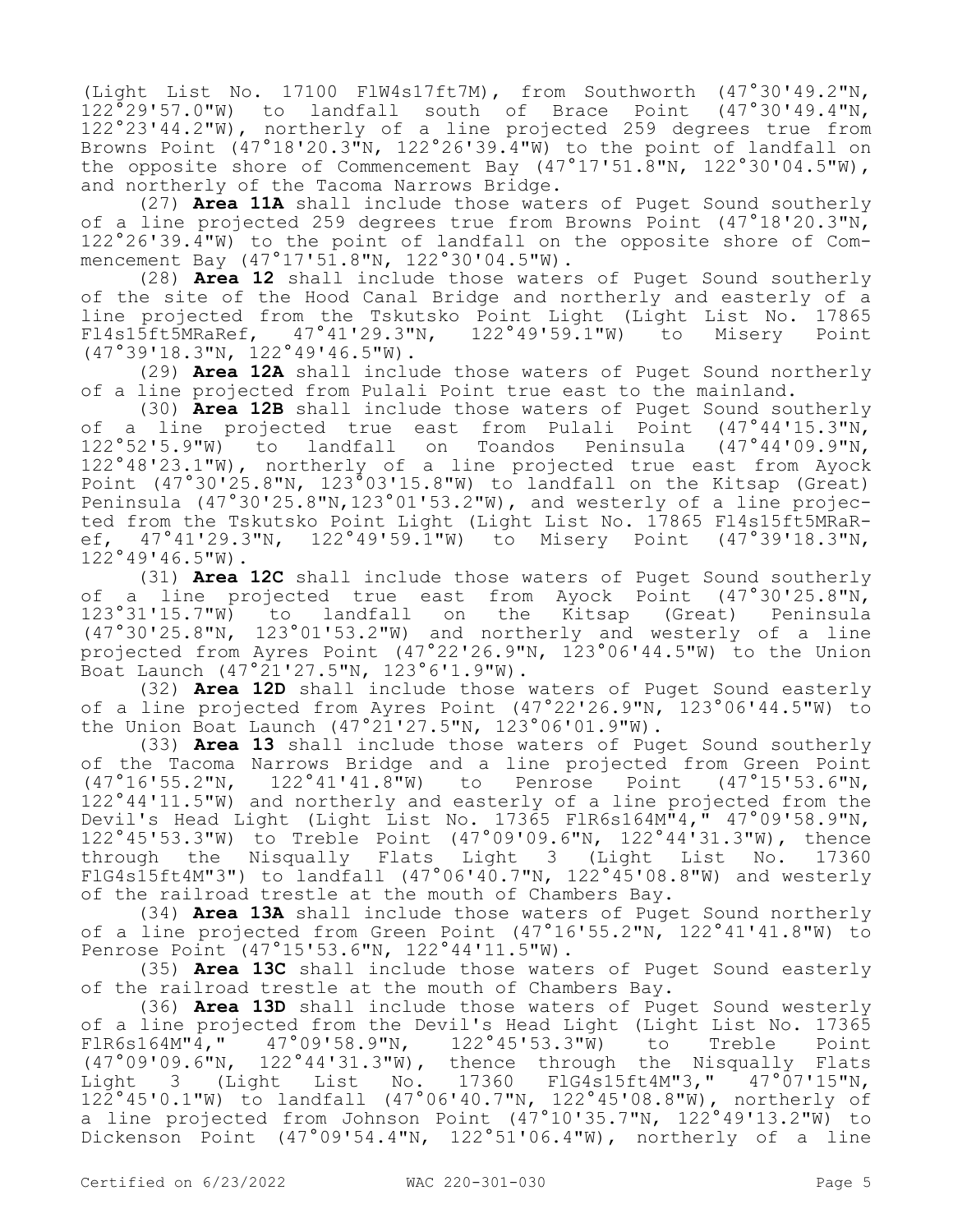(Light List No. 17100 FlW4s17ft7M), from Southworth (47°30'49.2"N, 122°29'57.0"W) to landfall south of Brace Point (47°30'49.4"N, 122°23'44.2"W), northerly of a line projected 259 degrees true from Browns Point (47°18'20.3"N, 122°26'39.4"W) to the point of landfall on the opposite shore of Commencement Bay (47°17'51.8"N, 122°30'04.5"W), and northerly of the Tacoma Narrows Bridge.

(27) **Area 11A** shall include those waters of Puget Sound southerly of a line projected 259 degrees true from Browns Point (47°18'20.3"N, 122°26'39.4"W) to the point of landfall on the opposite shore of Commencement Bay (47°17'51.8"N, 122°30'04.5"W).

(28) **Area 12** shall include those waters of Puget Sound southerly of the site of the Hood Canal Bridge and northerly and easterly of a line projected from the Tskutsko Point Light (Light List No. 17865 Fl4s15ft5MRaRef, 47°41'29.3"N, 122°49'59.1"W) to Misery Point (47°39'18.3"N, 122°49'46.5"W).

(29) **Area 12A** shall include those waters of Puget Sound northerly of a line projected from Pulali Point true east to the mainland.

(30) **Area 12B** shall include those waters of Puget Sound southerly of a line projected true east from Pulali Point (47°44'15.3"N, 122°52'5.9"W) to landfall on Toandos Peninsula (47°44'09.9"N, 122°48'23.1"W), northerly of a line projected true east from Ayock Point (47°30'25.8"N, 123°03'15.8"W) to landfall on the Kitsap (Great) Peninsula (47°30'25.8"N,123°01'53.2"W), and westerly of a line projected from the Tskutsko Point Light (Light List No. 17865 Fl4s15ft5MRaRef, 47°41'29.3"N, 122°49'59.1"W) to Misery Point (47°39'18.3"N, 122°49'46.5"W).

(31) **Area 12C** shall include those waters of Puget Sound southerly of a line projected true east from Ayock Point (47°30'25.8"N, 123°31'15.7"W) to landfall on the Kitsap (Great) Peninsula (47°30'25.8"N, 123°01'53.2"W) and northerly and westerly of a line projected from Ayres Point (47°22'26.9"N, 123°06'44.5"W) to the Union Boat Launch (47°21'27.5"N, 123°6'1.9"W).

(32) **Area 12D** shall include those waters of Puget Sound easterly of a line projected from Ayres Point (47°22'26.9"N, 123°06'44.5"W) to the Union Boat Launch (47°21'27.5"N, 123°06'01.9"W).

(33) **Area 13** shall include those waters of Puget Sound southerly of the Tacoma Narrows Bridge and a line projected from Green Point (47°16'55.2"N, 122°41'41.8"W) to Penrose Point (47°15'53.6"N, 122°44'11.5"W) and northerly and easterly of a line projected from the Devil's Head Light (Light List No. 17365 FlR6s164M"4," 47°09'58.9"N, 122°45'53.3"W) to Treble Point (47°09'09.6"N, 122°44'31.3"W), thence through the Nisqually Flats Light 3 (Light List No. 17360 FlG4s15ft4M"3") to landfall (47°06'40.7"N, 122°45'08.8"W) and westerly of the railroad trestle at the mouth of Chambers Bay.

(34) **Area 13A** shall include those waters of Puget Sound northerly of a line projected from Green Point (47°16'55.2"N, 122°41'41.8"W) to Penrose Point (47°15'53.6"N, 122°44'11.5"W).

(35) **Area 13C** shall include those waters of Puget Sound easterly of the railroad trestle at the mouth of Chambers Bay.

(36) **Area 13D** shall include those waters of Puget Sound westerly of a line projected from the Devil's Head Light (Light List No. 17365 FlR6s164M"4," 47°09'58.9"N, 122°45'53.3"W) to Treble Point (47°09'09.6"N, 122°44'31.3"W), thence through the Nisqually Flats Light 3 (Light List No. 17360 FlG4s15ft4M"3," 47°07'15"N, 122°45'0.1"W) to landfall (47°06'40.7"N, 122°45'08.8"W), northerly of a line projected from Johnson Point (47°10'35.7"N, 122°49'13.2"W) to Dickenson Point (47°09'54.4"N, 122°51'06.4"W), northerly of a line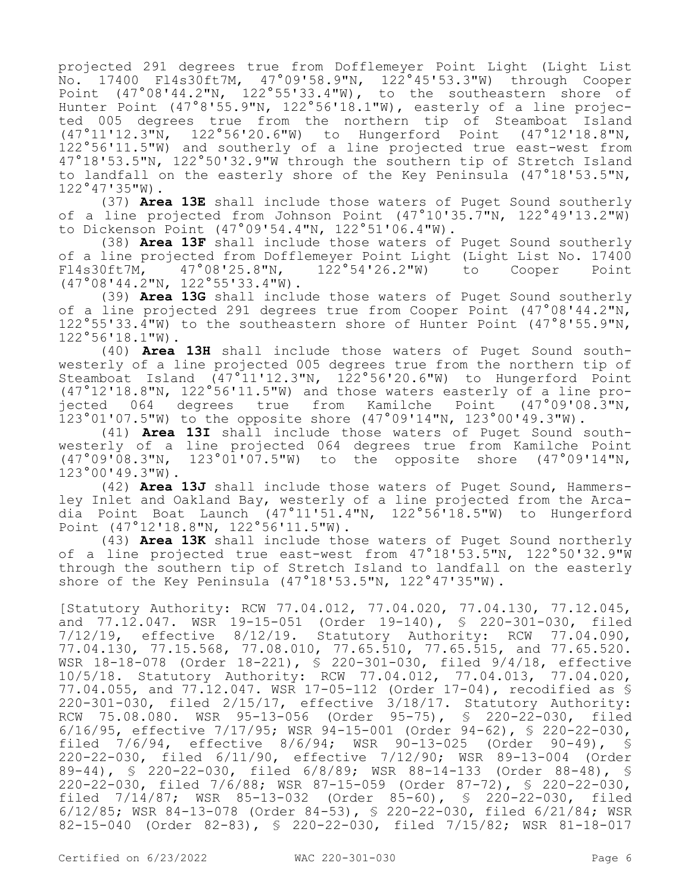projected 291 degrees true from Dofflemeyer Point Light (Light List No. 17400 Fl4s30ft7M, 47°09'58.9"N, 122°45'53.3"W) through Cooper Point (47°08'44.2"N, 122°55'33.4"W), to the southeastern shore of Hunter Point (47°8'55.9"N, 122°56'18.1"W), easterly of a line projected 005 degrees true from the northern tip of Steamboat Island (47°11'12.3"N, 122°56'20.6"W) to Hungerford Point (47°12'18.8"N, 122°56'11.5"W) and southerly of a line projected true east-west from 47°18'53.5"N, 122°50'32.9"W through the southern tip of Stretch Island to landfall on the easterly shore of the Key Peninsula (47°18'53.5"N, 122°47'35"W).

(37) **Area 13E** shall include those waters of Puget Sound southerly of a line projected from Johnson Point (47°10'35.7"N, 122°49'13.2"W) to Dickenson Point (47°09'54.4"N, 122°51'06.4"W).

(38) **Area 13F** shall include those waters of Puget Sound southerly of a line projected from Dofflemeyer Point Light (Light List No. 17400 Fl4s30ft7M, 47°08'25.8"N, 122°54'26.2"W) to Cooper Point (47°08'44.2"N, 122°55'33.4"W).

(39) **Area 13G** shall include those waters of Puget Sound southerly of a line projected 291 degrees true from Cooper Point (47°08'44.2"N, 122°55'33.4"W) to the southeastern shore of Hunter Point (47°8'55.9"N, 122°56'18.1"W).

(40) **Area 13H** shall include those waters of Puget Sound southwesterly of a line projected 005 degrees true from the northern tip of Steamboat Island (47°11'12.3"N, 122°56'20.6"W) to Hungerford Point (47°12'18.8"N, 122°56'11.5"W) and those waters easterly of a line projected 064 degrees true from Kamilche Point (47°09'08.3"N, 123°01'07.5"W) to the opposite shore (47°09'14"N, 123°00'49.3"W).

(41) **Area 13I** shall include those waters of Puget Sound southwesterly of a line projected 064 degrees true from Kamilche Point (47°09'08.3"N, 123°01'07.5"W) to the opposite shore (47°09'14"N, 123°00'49.3"W).

(42) **Area 13J** shall include those waters of Puget Sound, Hammersley Inlet and Oakland Bay, westerly of a line projected from the Arcadia Point Boat Launch (47°11'51.4"N, 122°56'18.5"W) to Hungerford Point (47°12'18.8"N, 122°56'11.5"W).

(43) **Area 13K** shall include those waters of Puget Sound northerly of a line projected true east-west from 47°18'53.5"N, 122°50'32.9"W through the southern tip of Stretch Island to landfall on the easterly shore of the Key Peninsula (47°18'53.5"N, 122°47'35"W).

[Statutory Authority: RCW 77.04.012, 77.04.020, 77.04.130, 77.12.045, and 77.12.047. WSR 19-15-051 (Order 19-140), § 220-301-030, filed 7/12/19, effective 8/12/19. Statutory Authority: RCW 77.04.090, 77.04.130, 77.15.568, 77.08.010, 77.65.510, 77.65.515, and 77.65.520. WSR 18-18-078 (Order 18-221), § 220-301-030, filed 9/4/18, effective 10/5/18. Statutory Authority: RCW 77.04.012, 77.04.013, 77.04.020, 77.04.055, and 77.12.047. WSR 17-05-112 (Order 17-04), recodified as § 220-301-030, filed 2/15/17, effective 3/18/17. Statutory Authority: RCW 75.08.080. WSR 95-13-056 (Order 95-75), § 220-22-030, filed 6/16/95, effective 7/17/95; WSR 94-15-001 (Order 94-62), § 220-22-030, filed 7/6/94, effective 8/6/94; WSR 90-13-025 (Order 90-49), § 220-22-030, filed 6/11/90, effective 7/12/90; WSR 89-13-004 (Order 89-44), § 220-22-030, filed 6/8/89; WSR 88-14-133 (Order 88-48), § 220-22-030, filed 7/6/88; WSR 87-15-059 (Order 87-72), § 220-22-030, filed 7/14/87; WSR 85-13-032 (Order 85-60), § 220-22-030, filed 6/12/85; WSR 84-13-078 (Order 84-53), § 220-22-030, filed 6/21/84; WSR 82-15-040 (Order 82-83), § 220-22-030, filed 7/15/82; WSR 81-18-017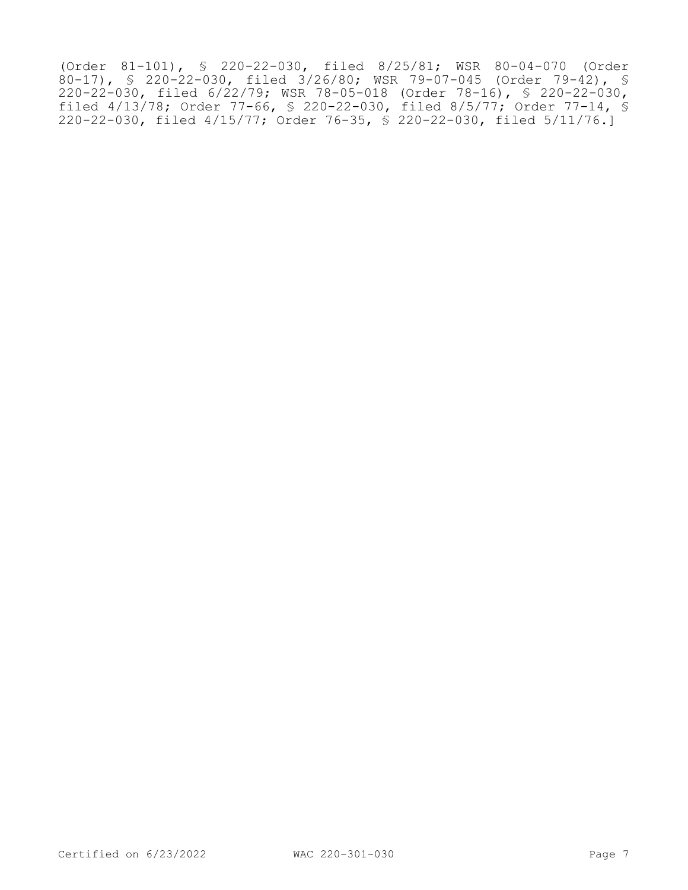(Order 81-101), § 220-22-030, filed 8/25/81; WSR 80-04-070 (Order 80-17), § 220-22-030, filed 3/26/80; WSR 79-07-045 (Order 79-42), § 220-22-030, filed 6/22/79; WSR 78-05-018 (Order 78-16), § 220-22-030, filed 4/13/78; Order 77-66, § 220-22-030, filed 8/5/77; Order 77-14, § 220-22-030, filed 4/15/77; Order 76-35, § 220-22-030, filed 5/11/76.]